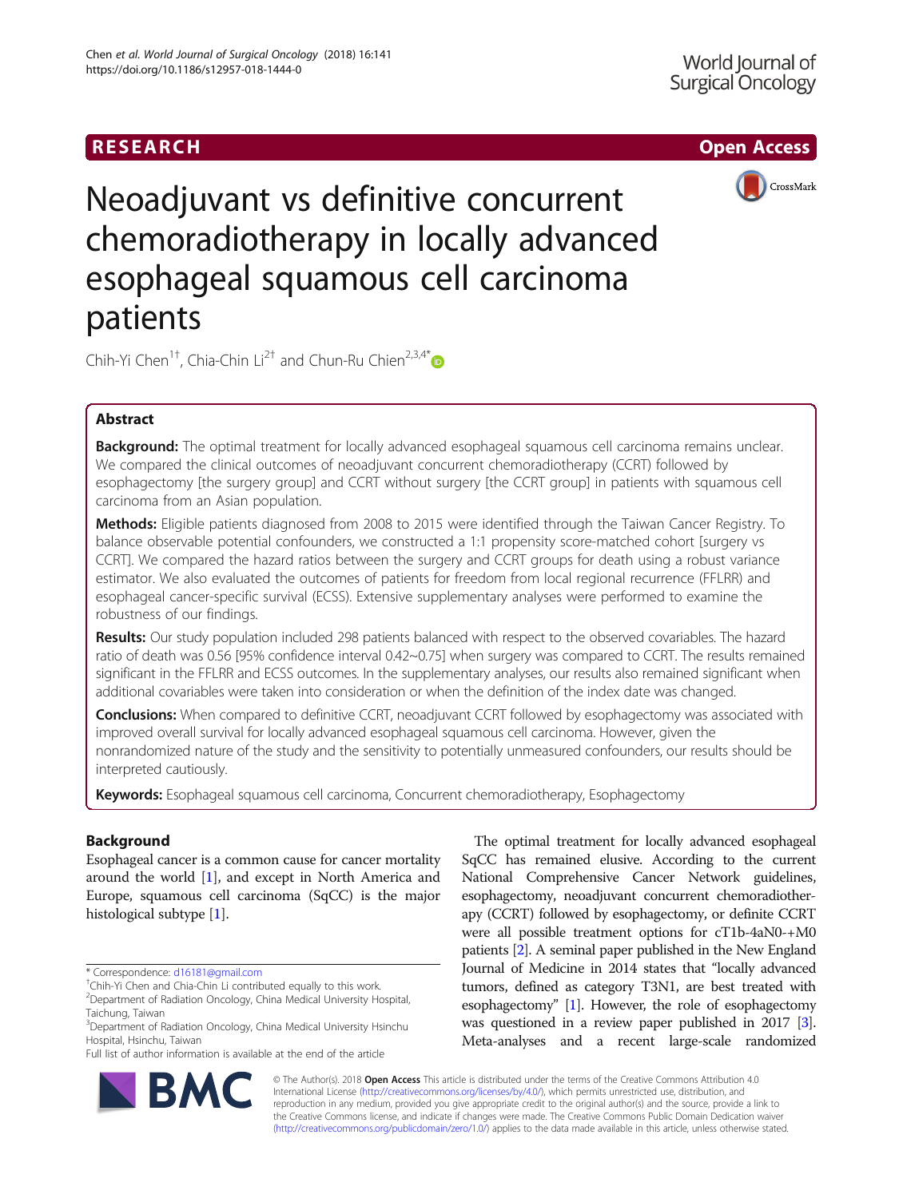**RESEARCH** **Open Access**

# Neoadjuvant vs definitive concurrent chemoradiotherapy in locally advanced esophageal squamous cell carcinoma patients

Chih-Yi Chen[1†], Chia-Chin Li[2†] and Chun-Ru Chien[2,3,4*]

## Abstract

**Background:** The optimal treatment for locally advanced esophageal squamous cell carcinoma remains unclear. We compared the clinical outcomes of neoadjuvant concurrent chemoradiotherapy (CCRT) followed by esophagectomy [the surgery group] and CCRT without surgery [the CCRT group] in patients with squamous cell carcinoma from an Asian population.

**Methods:** Eligible patients diagnosed from 2008 to 2015 were identified through the Taiwan Cancer Registry. To balance observable potential confounders, we constructed a 1:1 propensity score-matched cohort [surgery vs CCRT]. We compared the hazard ratios between the surgery and CCRT groups for death using a robust variance estimator. We also evaluated the outcomes of patients for freedom from local regional recurrence (FFLRR) and esophageal cancer-specific survival (ECSS). Extensive supplementary analyses were performed to examine the robustness of our findings.

**Results:** Our study population included 298 patients balanced with respect to the observed covariables. The hazard ratio of death was 0.56 [95% confidence interval 0.42~0.75] when surgery was compared to CCRT. The results remained significant in the FFLRR and ECSS outcomes. In the supplementary analyses, our results also remained significant when additional covariables were taken into consideration or when the definition of the index date was changed.

**Conclusions:** When compared to definitive CCRT, neoadjuvant CCRT followed by esophagectomy was associated with improved overall survival for locally advanced esophageal squamous cell carcinoma. However, given the nonrandomized nature of the study and the sensitivity to potentially unmeasured confounders, our results should be interpreted cautiously.

**Keywords:** Esophageal squamous cell carcinoma, Concurrent chemoradiotherapy, Esophagectomy

## Background

Esophageal cancer is a common cause for cancer mortality around the world [1], and except in North America and Europe, squamous cell carcinoma (SqCC) is the major histological subtype [1].

The optimal treatment for locally advanced esophageal SqCC has remained elusive. According to the current National Comprehensive Cancer Network guidelines, esophagectomy, neoadjuvant concurrent chemoradiotherapy (CCRT) followed by esophagectomy, or definite CCRT were all possible treatment options for cT1b-4aN0-+M0 patients [2]. A seminal paper published in the New England Journal of Medicine in 2014 states that "locally advanced tumors, defined as category T3N1, are best treated with esophagectomy" [1]. However, the role of esophagectomy was questioned in a review paper published in 2017 [3]. Meta-analyses and a recent large-scale randomized

\* Correspondence: d16181@gmail.com

†Chih-Yi Chen and Chia-Chin Li contributed equally to this work.

[2]Department of Radiation Oncology, China Medical University Hospital, Taichung, Taiwan

[3]Department of Radiation Oncology, China Medical University Hsinchu Hospital, Hsinchu, Taiwan

Full list of author information is available at the end of the article

© The Author(s). 2018 **Open Access** This article is distributed under the terms of the Creative Commons Attribution 4.0 International License (http://creativecommons.org/licenses/by/4.0/), which permits unrestricted use, distribution, and reproduction in any medium, provided you give appropriate credit to the original author(s) and the source, provide a link to the Creative Commons license, and indicate if changes were made. The Creative Commons Public Domain Dedication waiver (http://creativecommons.org/publicdomain/zero/1.0/) applies to the data made available in this article, unless otherwise stated.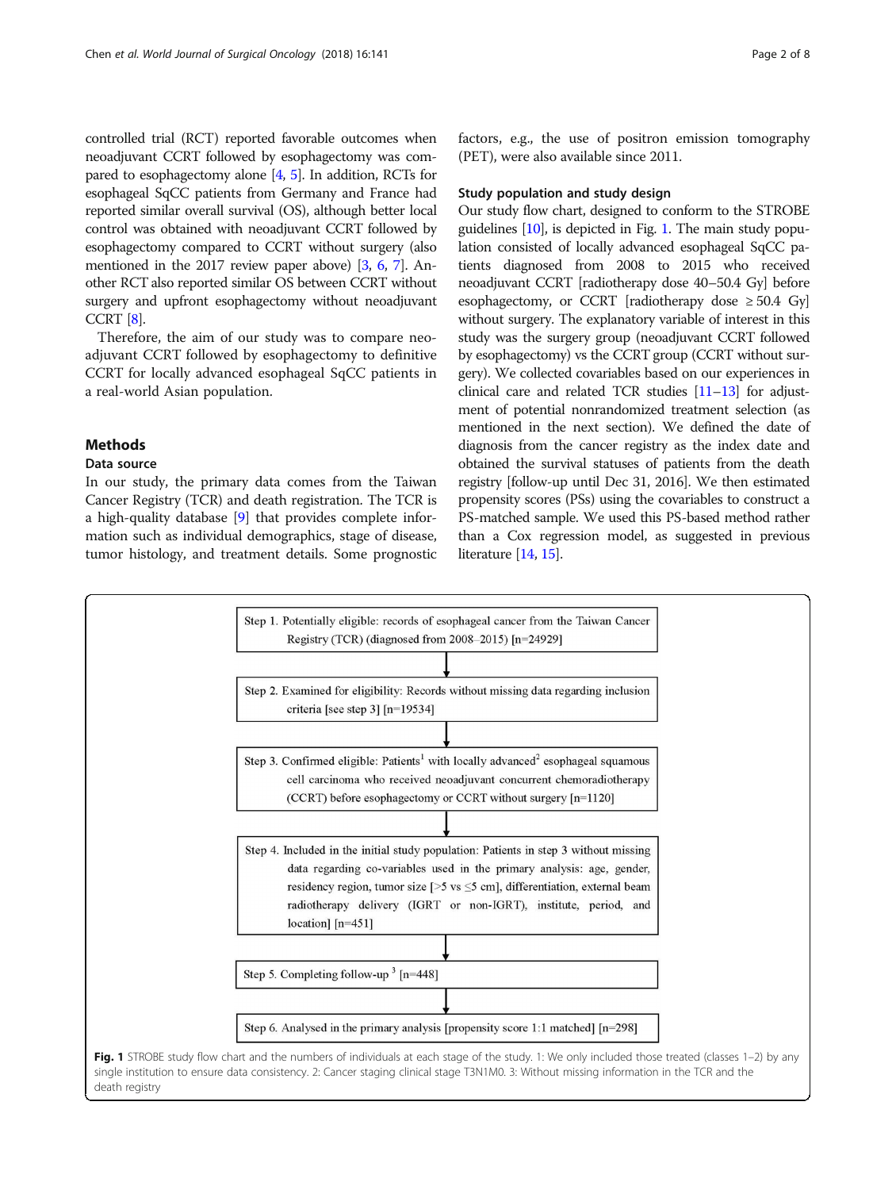controlled trial (RCT) reported favorable outcomes when neoadjuvant CCRT followed by esophagectomy was compared to esophagectomy alone [4, 5]. In addition, RCTs for esophageal SqCC patients from Germany and France had reported similar overall survival (OS), although better local control was obtained with neoadjuvant CCRT followed by esophagectomy compared to CCRT without surgery (also mentioned in the 2017 review paper above) [3, 6, 7]. Another RCT also reported similar OS between CCRT without surgery and upfront esophagectomy without neoadjuvant CCRT [8].

Therefore, the aim of our study was to compare neoadjuvant CCRT followed by esophagectomy to definitive CCRT for locally advanced esophageal SqCC patients in a real-world Asian population.

## Methods

### Data source

In our study, the primary data comes from the Taiwan Cancer Registry (TCR) and death registration. The TCR is a high-quality database [9] that provides complete information such as individual demographics, stage of disease, tumor histology, and treatment details. Some prognostic factors, e.g., the use of positron emission tomography (PET), were also available since 2011.

### Study population and study design

Our study flow chart, designed to conform to the STROBE guidelines [10], is depicted in Fig. 1. The main study population consisted of locally advanced esophageal SqCC patients diagnosed from 2008 to 2015 who received neoadjuvant CCRT [radiotherapy dose 40–50.4 Gy] before esophagectomy, or CCRT [radiotherapy dose ≥ 50.4 Gy] without surgery. The explanatory variable of interest in this study was the surgery group (neoadjuvant CCRT followed by esophagectomy) vs the CCRT group (CCRT without surgery). We collected covariables based on our experiences in clinical care and related TCR studies [11–13] for adjustment of potential nonrandomized treatment selection (as mentioned in the next section). We defined the date of diagnosis from the cancer registry as the index date and obtained the survival statuses of patients from the death registry [follow-up until Dec 31, 2016]. We then estimated propensity scores (PSs) using the covariables to construct a PS-matched sample. We used this PS-based method rather than a Cox regression model, as suggested in previous literature [14, 15].

Step 1. Potentially eligible: records of esophageal cancer from the Taiwan Cancer Registry (TCR) (diagnosed from 2008–2015) [n=24929]

Step 2. Examined for eligibility: Records without missing data regarding inclusion criteria [see step 3] [n=19534]

Step 3. Confirmed eligible: Patients[1] with locally advanced[2] esophageal squamous cell carcinoma who received neoadjuvant concurrent chemoradiotherapy (CCRT) before esophagectomy or CCRT without surgery [n=1120]

Step 4. Included in the initial study population: Patients in step 3 without missing data regarding co-variables used in the primary analysis: age, gender, residency region, tumor size [>5 vs ≤5 cm], differentiation, external beam radiotherapy delivery (IGRT or non-IGRT), institute, period, and location) [n=451]

Step 5. Completing follow-up[3] [n=448]

Step 6. Analysed in the primary analysis [propensity score 1:1 matched] [n=298]

**Fig. 1** STROBE study flow chart and the numbers of individuals at each stage of the study. 1: We only included those treated (classes 1–2) by any single institution to ensure data consistency. 2: Cancer staging clinical stage T3N1M0. 3: Without missing information in the TCR and the death registry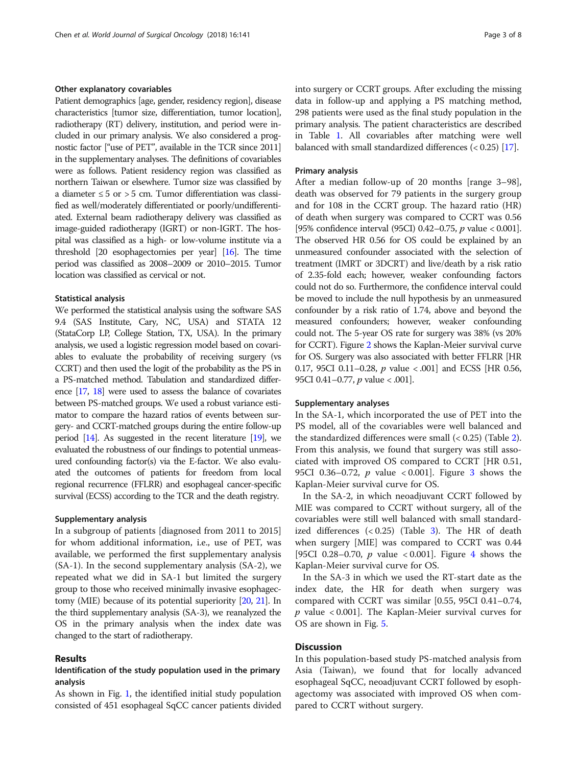### Other explanatory covariables

Patient demographics [age, gender, residency region], disease characteristics [tumor size, differentiation, tumor location], radiotherapy (RT) delivery, institution, and period were included in our primary analysis. We also considered a prognostic factor ["use of PET", available in the TCR since 2011] in the supplementary analyses. The definitions of covariables were as follows. Patient residency region was classified as northern Taiwan or elsewhere. Tumor size was classified by a diameter ≤ 5 or > 5 cm. Tumor differentiation was classified as well/moderately differentiated or poorly/undifferentiated. External beam radiotherapy delivery was classified as image-guided radiotherapy (IGRT) or non-IGRT. The hospital was classified as a high- or low-volume institute via a threshold [20 esophagectomies per year] [16]. The time period was classified as 2008–2009 or 2010–2015. Tumor location was classified as cervical or not.

### Statistical analysis

We performed the statistical analysis using the software SAS 9.4 (SAS Institute, Cary, NC, USA) and STATA 12 (StataCorp LP, College Station, TX, USA). In the primary analysis, we used a logistic regression model based on covariables to evaluate the probability of receiving surgery (vs CCRT) and then used the logit of the probability as the PS in a PS-matched method. Tabulation and standardized difference [17, 18] were used to assess the balance of covariates between PS-matched groups. We used a robust variance estimator to compare the hazard ratios of events between surgery- and CCRT-matched groups during the entire follow-up period [14]. As suggested in the recent literature [19], we evaluated the robustness of our findings to potential unmeasured confounding factor(s) via the E-factor. We also evaluated the outcomes of patients for freedom from local regional recurrence (FFLRR) and esophageal cancer-specific survival (ECSS) according to the TCR and the death registry.

### Supplementary analysis

In a subgroup of patients [diagnosed from 2011 to 2015] for whom additional information, i.e., use of PET, was available, we performed the first supplementary analysis (SA-1). In the second supplementary analysis (SA-2), we repeated what we did in SA-1 but limited the surgery group to those who received minimally invasive esophagectomy (MIE) because of its potential superiority [20, 21]. In the third supplementary analysis (SA-3), we reanalyzed the OS in the primary analysis when the index date was changed to the start of radiotherapy.

## Results

### Identification of the study population used in the primary analysis

As shown in Fig. 1, the identified initial study population consisted of 451 esophageal SqCC cancer patients divided into surgery or CCRT groups. After excluding the missing data in follow-up and applying a PS matching method, 298 patients were used as the final study population in the primary analysis. The patient characteristics are described in Table 1. All covariables after matching were well balanced with small standardized differences (< 0.25) [17].

### Primary analysis

After a median follow-up of 20 months [range 3–98], death was observed for 79 patients in the surgery group and for 108 in the CCRT group. The hazard ratio (HR) of death when surgery was compared to CCRT was 0.56 [95% confidence interval (95CI) 0.42–0.75, *p* value < 0.001]. The observed HR 0.56 for OS could be explained by an unmeasured confounder associated with the selection of treatment (IMRT or 3DCRT) and live/death by a risk ratio of 2.35-fold each; however, weaker confounding factors could not do so. Furthermore, the confidence interval could be moved to include the null hypothesis by an unmeasured confounder by a risk ratio of 1.74, above and beyond the measured confounders; however, weaker confounding could not. The 5-year OS rate for surgery was 38% (vs 20% for CCRT). Figure 2 shows the Kaplan-Meier survival curve for OS. Surgery was also associated with better FFLRR [HR 0.17, 95CI 0.11–0.28, *p* value < .001] and ECSS [HR 0.56, 95CI 0.41–0.77, *p* value < .001].

### Supplementary analyses

In the SA-1, which incorporated the use of PET into the PS model, all of the covariables were well balanced and the standardized differences were small (< 0.25) (Table 2). From this analysis, we found that surgery was still associated with improved OS compared to CCRT [HR 0.51, 95CI 0.36–0.72, *p* value < 0.001]. Figure 3 shows the Kaplan-Meier survival curve for OS.

In the SA-2, in which neoadjuvant CCRT followed by MIE was compared to CCRT without surgery, all of the covariables were still well balanced with small standardized differences (< 0.25) (Table 3). The HR of death when surgery [MIE] was compared to CCRT was 0.44 [95CI 0.28–0.70, *p* value < 0.001]. Figure 4 shows the Kaplan-Meier survival curve for OS.

In the SA-3 in which we used the RT-start date as the index date, the HR for death when surgery was compared with CCRT was similar [0.55, 95CI 0.41–0.74, *p* value < 0.001]. The Kaplan-Meier survival curves for OS are shown in Fig. 5.

## Discussion

In this population-based study PS-matched analysis from Asia (Taiwan), we found that for locally advanced esophageal SqCC, neoadjuvant CCRT followed by esophagectomy was associated with improved OS when compared to CCRT without surgery.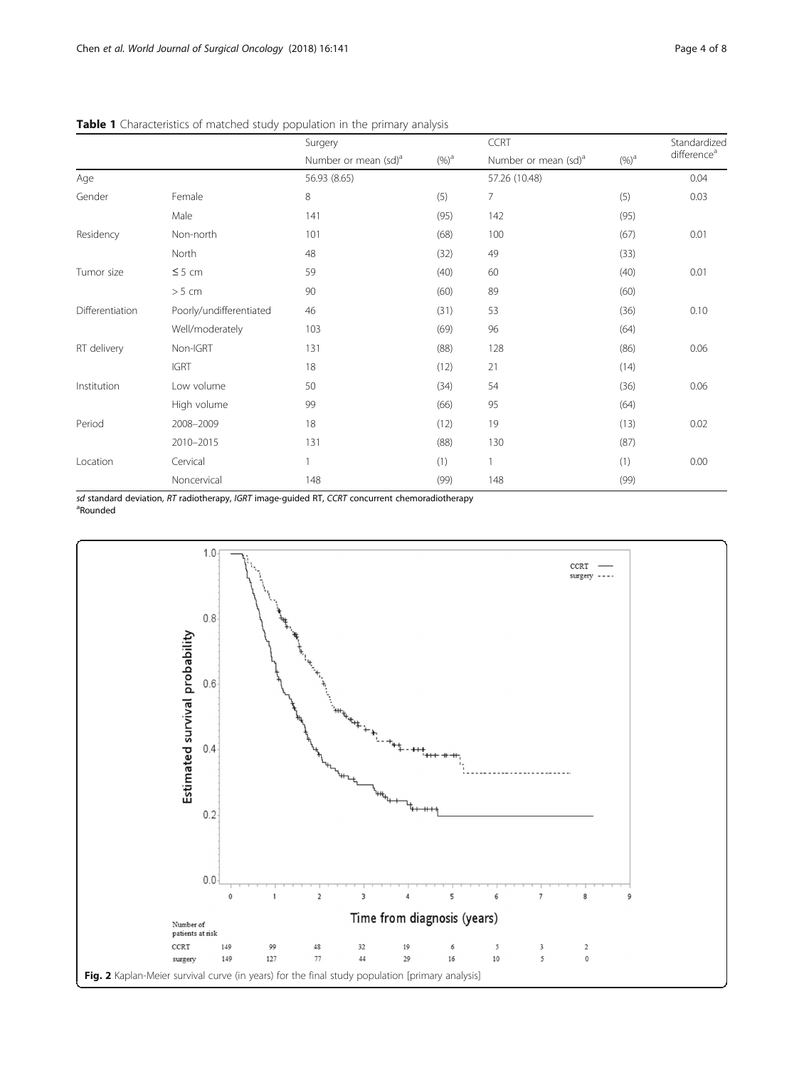**Table 1** Characteristics of matched study population in the primary analysis

| | | Surgery | | CCRT | | Standardized difference[a] |
|---|---|---|---|---|---|---|
| | | Number or mean (sd)[a] | (%)[a] | Number or mean (sd)[a] | (%)[a] | |
| Age | | 56.93 (8.65) | | 57.26 (10.48) | | 0.04 |
| Gender | Female | 8 | (5) | 7 | (5) | 0.03 |
| | Male | 141 | (95) | 142 | (95) | |
| Residency | Non-north | 101 | (68) | 100 | (67) | 0.01 |
| | North | 48 | (32) | 49 | (33) | |
| Tumor size | ≤ 5 cm | 59 | (40) | 60 | (40) | 0.01 |
| | > 5 cm | 90 | (60) | 89 | (60) | |
| Differentiation | Poorly/undifferentiated | 46 | (31) | 53 | (36) | 0.10 |
| | Well/moderately | 103 | (69) | 96 | (64) | |
| RT delivery | Non-IGRT | 131 | (88) | 128 | (86) | 0.06 |
| | IGRT | 18 | (12) | 21 | (14) | |
| Institution | Low volume | 50 | (34) | 54 | (36) | 0.06 |
| | High volume | 99 | (66) | 95 | (64) | |
| Period | 2008–2009 | 18 | (12) | 19 | (13) | 0.02 |
| | 2010–2015 | 131 | (88) | 130 | (87) | |
| Location | Cervical | 1 | (1) | 1 | (1) | 0.00 |
| | Noncervical | 148 | (99) | 148 | (99) | |

*sd* standard deviation, *RT* radiotherapy, *IGRT* image-guided RT, *CCRT* concurrent chemoradiotherapy
[a]Rounded

**Fig. 2** Kaplan-Meier survival curve (in years) for the final study population [primary analysis]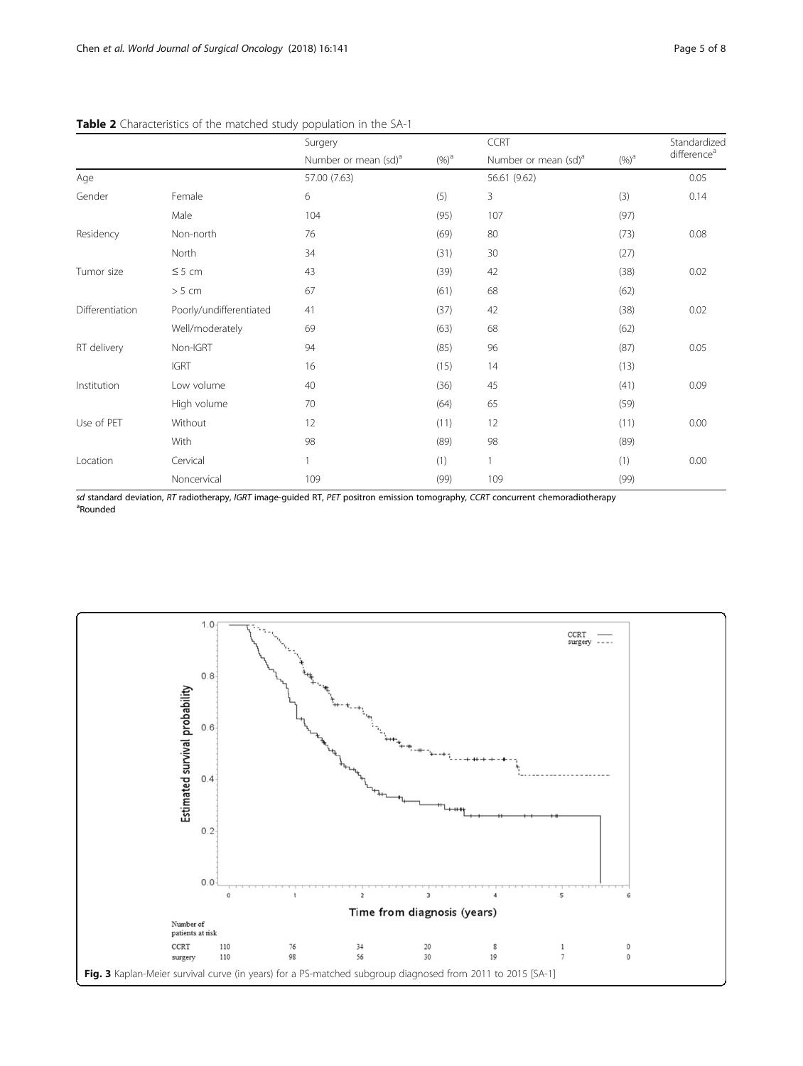**Table 2** Characteristics of the matched study population in the SA-1

| | | Surgery | | CCRT | | Standardized difference[a] |
|---|---|---|---|---|---|---|
| | | Number or mean (sd)[a] | (%)[a] | Number or mean (sd)[a] | (%)[a] | |
| Age | | 57.00 (7.63) | | 56.61 (9.62) | | 0.05 |
| Gender | Female | 6 | (5) | 3 | (3) | 0.14 |
| | Male | 104 | (95) | 107 | (97) | |
| Residency | Non-north | 76 | (69) | 80 | (73) | 0.08 |
| | North | 34 | (31) | 30 | (27) | |
| Tumor size | ≤ 5 cm | 43 | (39) | 42 | (38) | 0.02 |
| | > 5 cm | 67 | (61) | 68 | (62) | |
| Differentiation | Poorly/undifferentiated | 41 | (37) | 42 | (38) | 0.02 |
| | Well/moderately | 69 | (63) | 68 | (62) | |
| RT delivery | Non-IGRT | 94 | (85) | 96 | (87) | 0.05 |
| | IGRT | 16 | (15) | 14 | (13) | |
| Institution | Low volume | 40 | (36) | 45 | (41) | 0.09 |
| | High volume | 70 | (64) | 65 | (59) | |
| Use of PET | Without | 12 | (11) | 12 | (11) | 0.00 |
| | With | 98 | (89) | 98 | (89) | |
| Location | Cervical | 1 | (1) | 1 | (1) | 0.00 |
| | Noncervical | 109 | (99) | 109 | (99) | |

*sd* standard deviation, *RT* radiotherapy, *IGRT* image-guided RT, *PET* positron emission tomography, *CCRT* concurrent chemoradiotherapy
[a]Rounded

**Fig. 3** Kaplan-Meier survival curve (in years) for a PS-matched subgroup diagnosed from 2011 to 2015 [SA-1]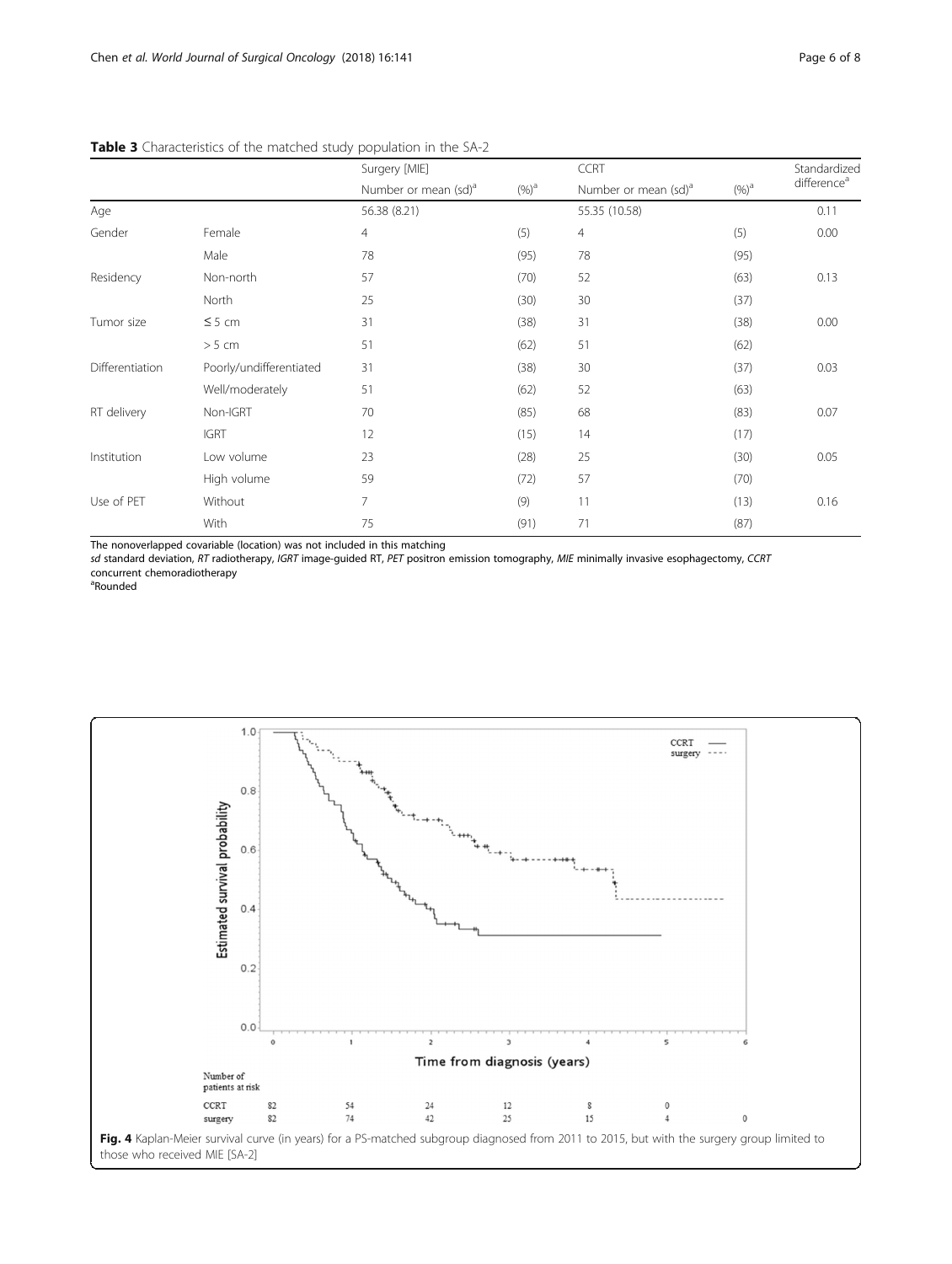**Table 3** Characteristics of the matched study population in the SA-2

| | | Surgery [MIE] | | CCRT | | Standardized difference[a] |
|---|---|---|---|---|---|---|
| | | Number or mean (sd)[a] | (%)[a] | Number or mean (sd)[a] | (%)[a] | |
| Age | | 56.38 (8.21) | | 55.35 (10.58) | | 0.11 |
| Gender | Female | 4 | (5) | 4 | (5) | 0.00 |
| | Male | 78 | (95) | 78 | (95) | |
| Residency | Non-north | 57 | (70) | 52 | (63) | 0.13 |
| | North | 25 | (30) | 30 | (37) | |
| Tumor size | ≤ 5 cm | 31 | (38) | 31 | (38) | 0.00 |
| | > 5 cm | 51 | (62) | 51 | (62) | |
| Differentiation | Poorly/undifferentiated | 31 | (38) | 30 | (37) | 0.03 |
| | Well/moderately | 51 | (62) | 52 | (63) | |
| RT delivery | Non-IGRT | 70 | (85) | 68 | (83) | 0.07 |
| | IGRT | 12 | (15) | 14 | (17) | |
| Institution | Low volume | 23 | (28) | 25 | (30) | 0.05 |
| | High volume | 59 | (72) | 57 | (70) | |
| Use of PET | Without | 7 | (9) | 11 | (13) | 0.16 |
| | With | 75 | (91) | 71 | (87) | |

The nonoverlapped covariable (location) was not included in this matching

*sd* standard deviation, *RT* radiotherapy, *IGRT* image-guided RT, *PET* positron emission tomography, *MIE* minimally invasive esophagectomy, *CCRT* concurrent chemoradiotherapy

[a]Rounded

Number of patients at risk

| | 0 | 1 | 2 | 3 | 4 | 5 | 6 |
|---|---|---|---|---|---|---|---|
| CCRT | 82 | 54 | 24 | 12 | 8 | 0 | |
| surgery | 82 | 74 | 42 | 25 | 15 | 4 | 0 |

**Fig. 4** Kaplan-Meier survival curve (in years) for a PS-matched subgroup diagnosed from 2011 to 2015, but with the surgery group limited to those who received MIE [SA-2]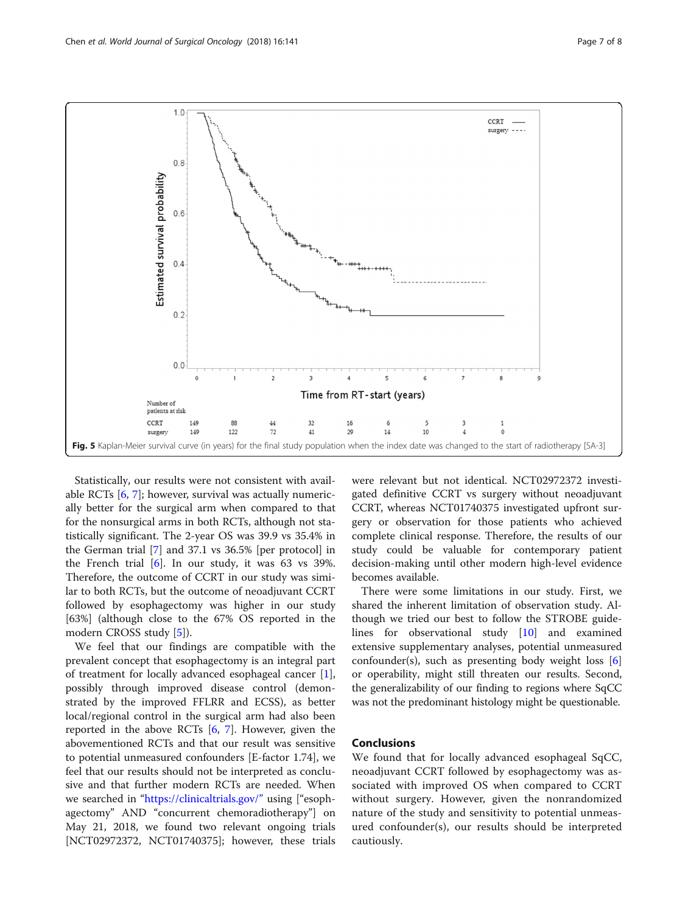Number of patients at risk

| | 0 | 1 | 2 | 3 | 4 | 5 | 6 | 7 | 8 |
|---|---|---|---|---|---|---|---|---|---|
| CCRT | 149 | 88 | 44 | 32 | 16 | 6 | 5 | 3 | 1 |
| surgery | 149 | 122 | 72 | 41 | 29 | 14 | 10 | 4 | 0 |

**Fig. 5** Kaplan-Meier survival curve (in years) for the final study population when the index date was changed to the start of radiotherapy [SA-3]

Statistically, our results were not consistent with available RCTs [6, 7]; however, survival was actually numerically better for the surgical arm when compared to that for the nonsurgical arms in both RCTs, although not statistically significant. The 2-year OS was 39.9 vs 35.4% in the German trial [7] and 37.1 vs 36.5% [per protocol] in the French trial [6]. In our study, it was 63 vs 39%. Therefore, the outcome of CCRT in our study was similar to both RCTs, but the outcome of neoadjuvant CCRT followed by esophagectomy was higher in our study [63%] (although close to the 67% OS reported in the modern CROSS study [5]).

We feel that our findings are compatible with the prevalent concept that esophagectomy is an integral part of treatment for locally advanced esophageal cancer [1], possibly through improved disease control (demonstrated by the improved FFLRR and ECSS), as better local/regional control in the surgical arm had also been reported in the above RCTs [6, 7]. However, given the abovementioned RCTs and that our result was sensitive to potential unmeasured confounders [E-factor 1.74], we feel that our results should not be interpreted as conclusive and that further modern RCTs are needed. When we searched in "https://clinicaltrials.gov/" using ["esophagectomy" AND "concurrent chemoradiotherapy"] on May 21, 2018, we found two relevant ongoing trials [NCT02972372, NCT01740375]; however, these trials were relevant but not identical. NCT02972372 investigated definitive CCRT vs surgery without neoadjuvant CCRT, whereas NCT01740375 investigated upfront surgery or observation for those patients who achieved complete clinical response. Therefore, the results of our study could be valuable for contemporary patient decision-making until other modern high-level evidence becomes available.

There were some limitations in our study. First, we shared the inherent limitation of observation study. Although we tried our best to follow the STROBE guidelines for observational study [10] and examined extensive supplementary analyses, potential unmeasured confounder(s), such as presenting body weight loss [6] or operability, might still threaten our results. Second, the generalizability of our finding to regions where SqCC was not the predominant histology might be questionable.

## Conclusions

We found that for locally advanced esophageal SqCC, neoadjuvant CCRT followed by esophagectomy was associated with improved OS when compared to CCRT without surgery. However, given the nonrandomized nature of the study and sensitivity to potential unmeasured confounder(s), our results should be interpreted cautiously.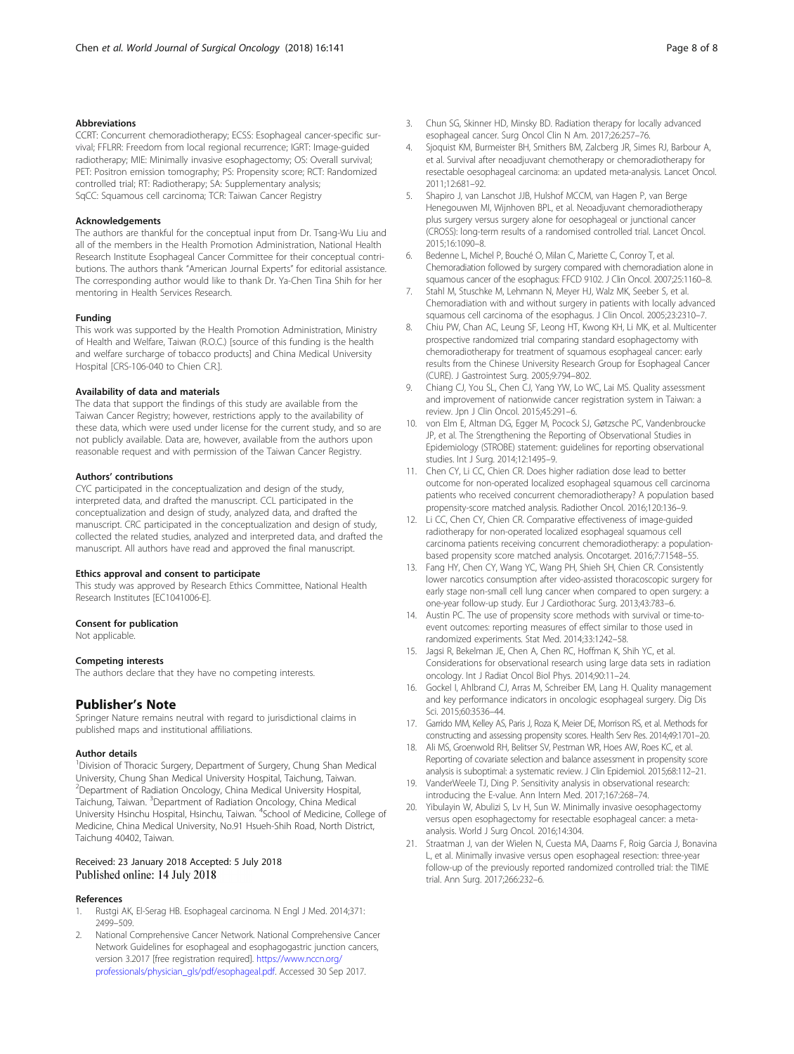### Abbreviations

CCRT: Concurrent chemoradiotherapy; ECSS: Esophageal cancer-specific survival; FFLRR: Freedom from local regional recurrence; IGRT: Image-guided radiotherapy; MIE: Minimally invasive esophagectomy; OS: Overall survival; PET: Positron emission tomography; PS: Propensity score; RCT: Randomized controlled trial; RT: Radiotherapy; SA: Supplementary analysis; SqCC: Squamous cell carcinoma; TCR: Taiwan Cancer Registry

### Acknowledgements

The authors are thankful for the conceptual input from Dr. Tsang-Wu Liu and all of the members in the Health Promotion Administration, National Health Research Institute Esophageal Cancer Committee for their conceptual contributions. The authors thank "American Journal Experts" for editorial assistance. The corresponding author would like to thank Dr. Ya-Chen Tina Shih for her mentoring in Health Services Research.

### Funding

This work was supported by the Health Promotion Administration, Ministry of Health and Welfare, Taiwan (R.O.C.) [source of this funding is the health and welfare surcharge of tobacco products] and China Medical University Hospital [CRS-106-040 to Chien C.R.].

### Availability of data and materials

The data that support the findings of this study are available from the Taiwan Cancer Registry; however, restrictions apply to the availability of these data, which were used under license for the current study, and so are not publicly available. Data are, however, available from the authors upon reasonable request and with permission of the Taiwan Cancer Registry.

### Authors' contributions

CYC participated in the conceptualization and design of the study, interpreted data, and drafted the manuscript. CCL participated in the conceptualization and design of study, analyzed data, and drafted the manuscript. CRC participated in the conceptualization and design of study, collected the related studies, analyzed and interpreted data, and drafted the manuscript. All authors have read and approved the final manuscript.

### Ethics approval and consent to participate

This study was approved by Research Ethics Committee, National Health Research Institutes [EC1041006-E].

### Consent for publication

Not applicable.

### Competing interests

The authors declare that they have no competing interests.

## Publisher's Note

Springer Nature remains neutral with regard to jurisdictional claims in published maps and institutional affiliations.

### Author details

[1]Division of Thoracic Surgery, Department of Surgery, Chung Shan Medical University, Chung Shan Medical University Hospital, Taichung, Taiwan. [2]Department of Radiation Oncology, China Medical University Hospital, Taichung, Taiwan. [3]Department of Radiation Oncology, China Medical University Hsinchu Hospital, Hsinchu, Taiwan. [4]School of Medicine, College of Medicine, China Medical University, No.91 Hsueh-Shih Road, North District, Taichung 40402, Taiwan.

Received: 23 January 2018 Accepted: 5 July 2018
Published online: 14 July 2018

### References

1. Rustgi AK, El-Serag HB. Esophageal carcinoma. N Engl J Med. 2014;371:2499–509.
2. National Comprehensive Cancer Network. National Comprehensive Cancer Network Guidelines for esophageal and esophagogastric junction cancers, version 3.2017 [free registration required]. https://www.nccn.org/professionals/physician_gls/pdf/esophageal.pdf. Accessed 30 Sep 2017.
3. Chun SG, Skinner HD, Minsky BD. Radiation therapy for locally advanced esophageal cancer. Surg Oncol Clin N Am. 2017;26:257–76.
4. Sjoquist KM, Burmeister BH, Smithers BM, Zalcberg JR, Simes RJ, Barbour A, et al. Survival after neoadjuvant chemotherapy or chemoradiotherapy for resectable oesophageal carcinoma: an updated meta-analysis. Lancet Oncol. 2011;12:681–92.
5. Shapiro J, van Lanschot JJB, Hulshof MCCM, van Hagen P, van Berge Henegouwen MI, Wijnhoven BPL, et al. Neoadjuvant chemoradiotherapy plus surgery versus surgery alone for oesophageal or junctional cancer (CROSS): long-term results of a randomised controlled trial. Lancet Oncol. 2015;16:1090–8.
6. Bedenne L, Michel P, Bouché O, Milan C, Mariette C, Conroy T, et al. Chemoradiation followed by surgery compared with chemoradiation alone in squamous cancer of the esophagus: FFCD 9102. J Clin Oncol. 2007;25:1160–8.
7. Stahl M, Stuschke M, Lehmann N, Meyer HJ, Walz MK, Seeber S, et al. Chemoradiation with and without surgery in patients with locally advanced squamous cell carcinoma of the esophagus. J Clin Oncol. 2005;23:2310–7.
8. Chiu PW, Chan AC, Leung SF, Leong HT, Kwong KH, Li MK, et al. Multicenter prospective randomized trial comparing standard esophagectomy with chemoradiotherapy for treatment of squamous esophageal cancer: early results from the Chinese University Research Group for Esophageal Cancer (CURE). J Gastrointest Surg. 2005;9:794–802.
9. Chiang CJ, You SL, Chen CJ, Yang YW, Lo WC, Lai MS. Quality assessment and improvement of nationwide cancer registration system in Taiwan: a review. Jpn J Clin Oncol. 2015;45:291–6.
10. von Elm E, Altman DG, Egger M, Pocock SJ, Gøtzsche PC, Vandenbroucke JP, et al. The Strengthening the Reporting of Observational Studies in Epidemiology (STROBE) statement: guidelines for reporting observational studies. Int J Surg. 2014;12:1495–9.
11. Chen CY, Li CC, Chien CR. Does higher radiation dose lead to better outcome for non-operated localized esophageal squamous cell carcinoma patients who received concurrent chemoradiotherapy? A population based propensity-score matched analysis. Radiother Oncol. 2016;120:136–9.
12. Li CC, Chen CY, Chien CR. Comparative effectiveness of image-guided radiotherapy for non-operated localized esophageal squamous cell carcinoma patients receiving concurrent chemoradiotherapy: a population-based propensity score matched analysis. Oncotarget. 2016;7:71548–55.
13. Fang HY, Chen CY, Wang YC, Wang PH, Shieh SH, Chien CR. Consistently lower narcotics consumption after video-assisted thoracoscopic surgery for early stage non-small cell lung cancer when compared to open surgery: a one-year follow-up study. Eur J Cardiothorac Surg. 2013;43:783–6.
14. Austin PC. The use of propensity score methods with survival or time-to-event outcomes: reporting measures of effect similar to those used in randomized experiments. Stat Med. 2014;33:1242–58.
15. Jagsi R, Bekelman JE, Chen A, Chen RC, Hoffman K, Shih YC, et al. Considerations for observational research using large data sets in radiation oncology. Int J Radiat Oncol Biol Phys. 2014;90:11–24.
16. Gockel I, Ahlbrand CJ, Arras M, Schreiber EM, Lang H. Quality management and key performance indicators in oncologic esophageal surgery. Dig Dis Sci. 2015;60:3536–44.
17. Garrido MM, Kelley AS, Paris J, Roza K, Meier DE, Morrison RS, et al. Methods for constructing and assessing propensity scores. Health Serv Res. 2014;49:1701–20.
18. Ali MS, Groenwold RH, Belitser SV, Pestman WR, Hoes AW, Roes KC, et al. Reporting of covariate selection and balance assessment in propensity score analysis is suboptimal: a systematic review. J Clin Epidemiol. 2015;68:112–21.
19. VanderWeele TJ, Ding P. Sensitivity analysis in observational research: introducing the E-value. Ann Intern Med. 2017;167:268–74.
20. Yibulayin W, Abulizi S, Lv H, Sun W. Minimally invasive oesophagectomy versus open esophagectomy for resectable esophageal cancer: a meta-analysis. World J Surg Oncol. 2016;14:304.
21. Straatman J, van der Wielen N, Cuesta MA, Daams F, Roig Garcia J, Bonavina L, et al. Minimally invasive versus open esophageal resection: three-year follow-up of the previously reported randomized controlled trial: the TIME trial. Ann Surg. 2017;266:232–6.